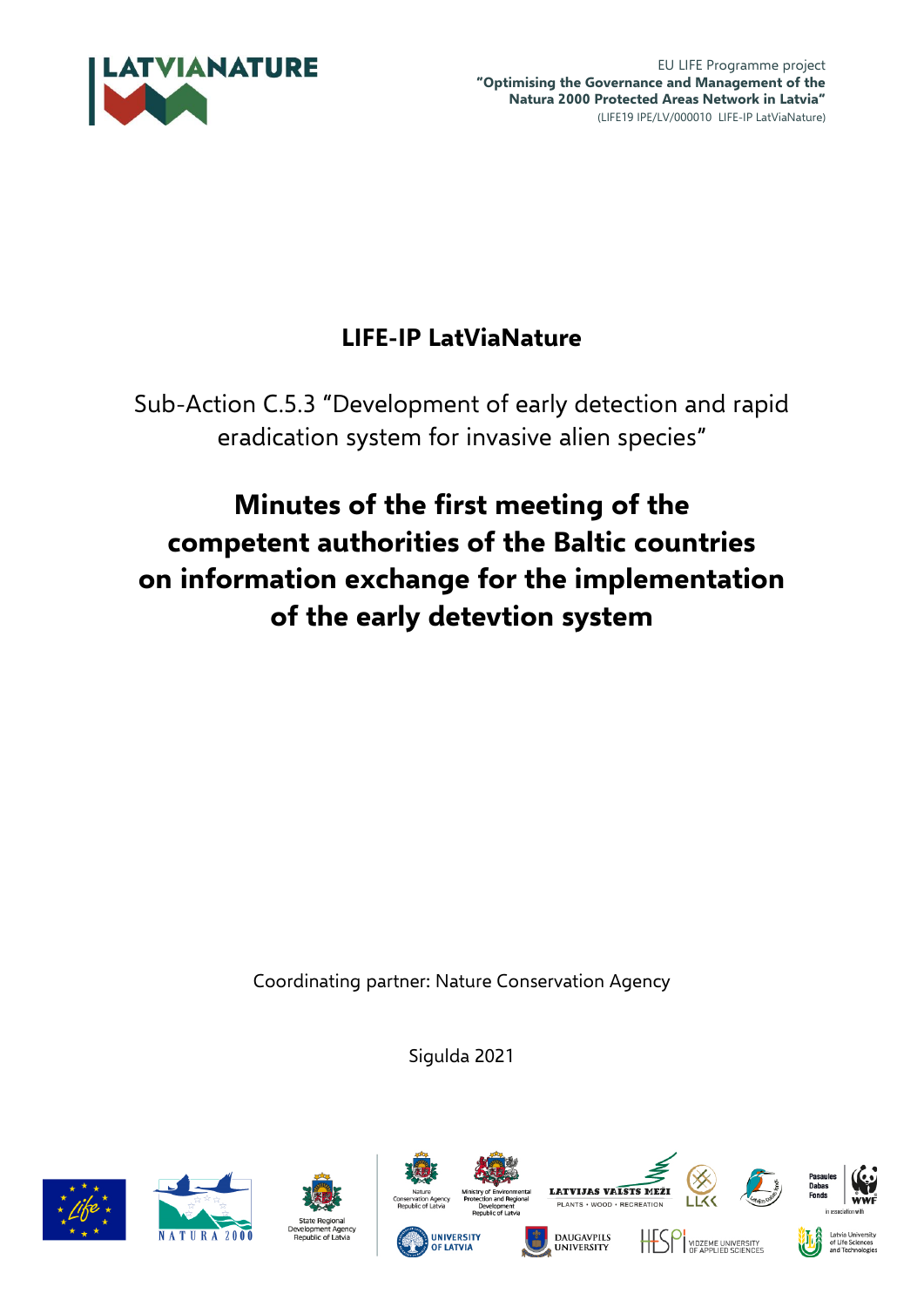EU LIFE Programme project
**"Optimising the Governance and Management of the Natura 2000 Protected Areas Network in Latvia"**
(LIFE19 IPE/LV/000010 LIFE-IP LatViaNature)

# LIFE-IP LatViaNature

## Sub-Action C.5.3 "Development of early detection and rapid eradication system for invasive alien species"

# Minutes of the first meeting of the competent authorities of the Baltic countries on information exchange for the implementation of the early detevtion system

Coordinating partner: Nature Conservation Agency

Sigulda 2021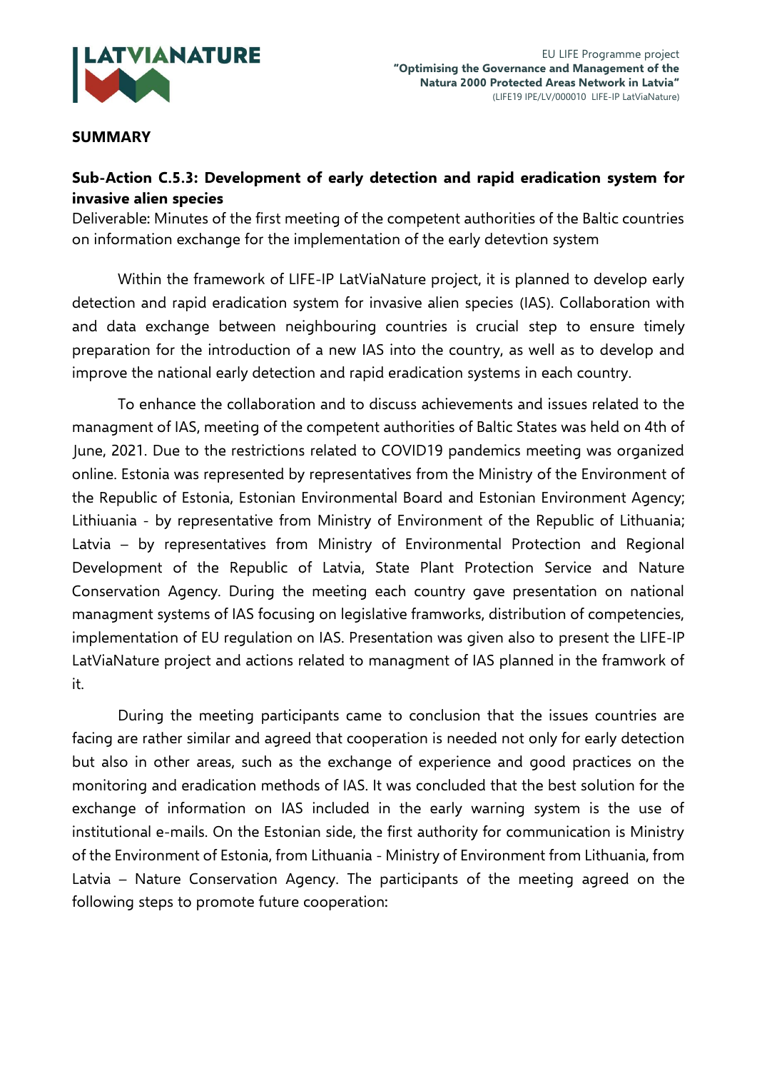**SUMMARY**

**Sub-Action C.5.3: Development of early detection and rapid eradication system for invasive alien species**

Deliverable: Minutes of the first meeting of the competent authorities of the Baltic countries on information exchange for the implementation of the early detevtion system

Within the framework of LIFE-IP LatViaNature project, it is planned to develop early detection and rapid eradication system for invasive alien species (IAS). Collaboration with and data exchange between neighbouring countries is crucial step to ensure timely preparation for the introduction of a new IAS into the country, as well as to develop and improve the national early detection and rapid eradication systems in each country.

To enhance the collaboration and to discuss achievements and issues related to the managment of IAS, meeting of the competent authorities of Baltic States was held on 4th of June, 2021. Due to the restrictions related to COVID19 pandemics meeting was organized online. Estonia was represented by representatives from the Ministry of the Environment of the Republic of Estonia, Estonian Environmental Board and Estonian Environment Agency; Lithiuania - by representative from Ministry of Environment of the Republic of Lithuania; Latvia – by representatives from Ministry of Environmental Protection and Regional Development of the Republic of Latvia, State Plant Protection Service and Nature Conservation Agency. During the meeting each country gave presentation on national managment systems of IAS focusing on legislative framworks, distribution of competencies, implementation of EU regulation on IAS. Presentation was given also to present the LIFE-IP LatViaNature project and actions related to managment of IAS planned in the framwork of it.

During the meeting participants came to conclusion that the issues countries are facing are rather similar and agreed that cooperation is needed not only for early detection but also in other areas, such as the exchange of experience and good practices on the monitoring and eradication methods of IAS. It was concluded that the best solution for the exchange of information on IAS included in the early warning system is the use of institutional e-mails. On the Estonian side, the first authority for communication is Ministry of the Environment of Estonia, from Lithuania - Ministry of Environment from Lithuania, from Latvia – Nature Conservation Agency. The participants of the meeting agreed on the following steps to promote future cooperation: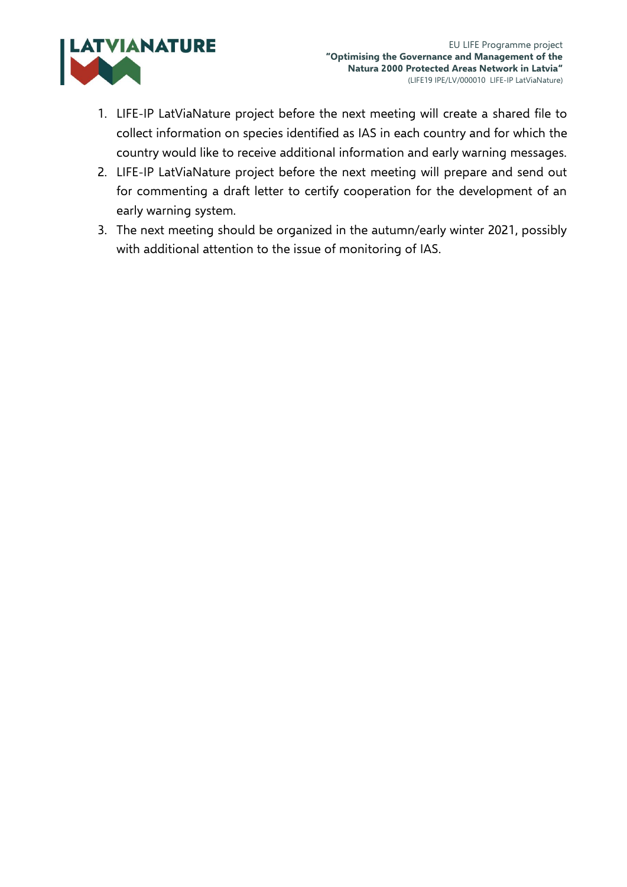1. LIFE-IP LatViaNature project before the next meeting will create a shared file to collect information on species identified as IAS in each country and for which the country would like to receive additional information and early warning messages.
2. LIFE-IP LatViaNature project before the next meeting will prepare and send out for commenting a draft letter to certify cooperation for the development of an early warning system.
3. The next meeting should be organized in the autumn/early winter 2021, possibly with additional attention to the issue of monitoring of IAS.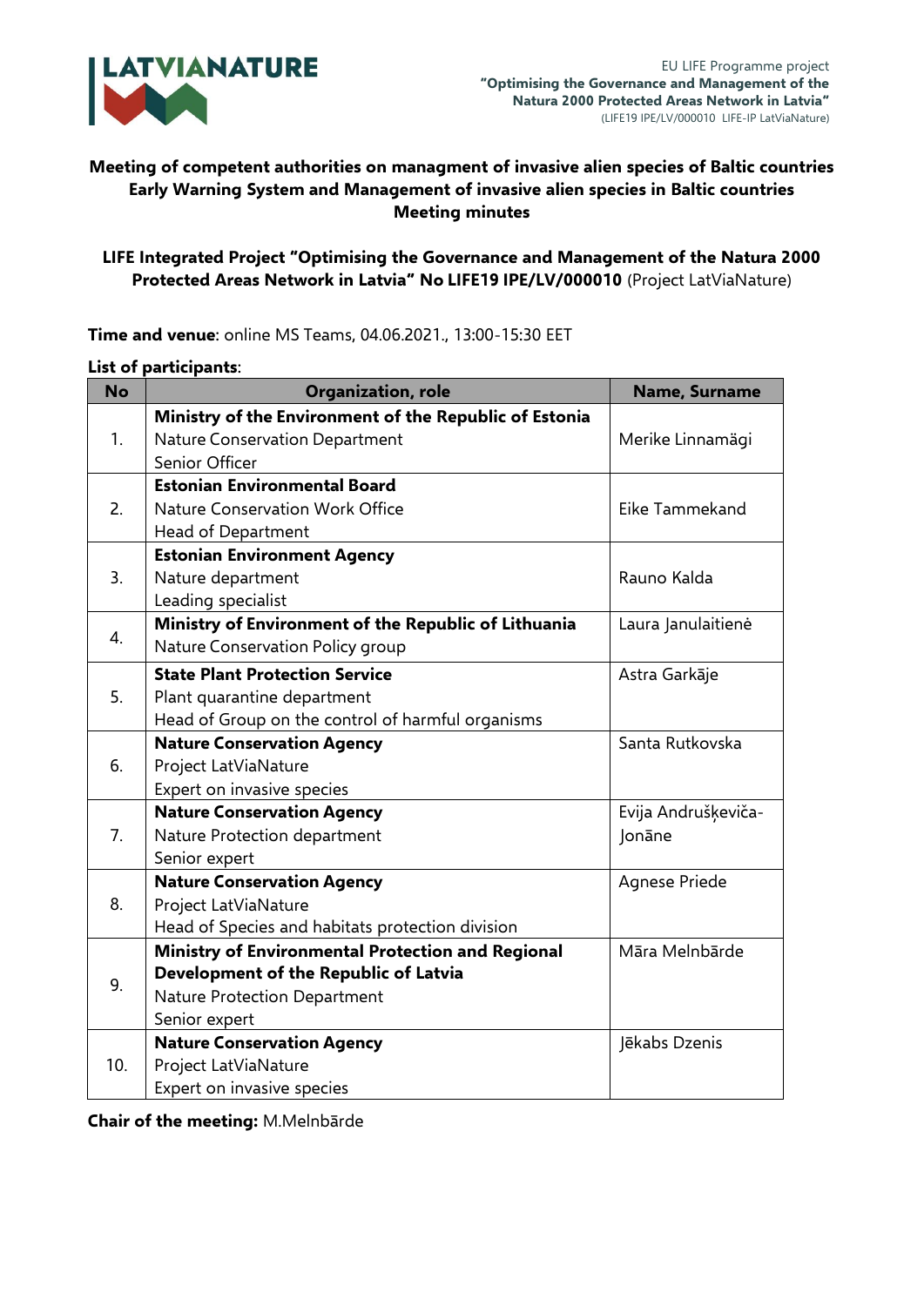EU LIFE Programme project
**"Optimising the Governance and Management of the Natura 2000 Protected Areas Network in Latvia"**
(LIFE19 IPE/LV/000010 LIFE-IP LatViaNature)

**Meeting of competent authorities on managment of invasive alien species of Baltic countries**
**Early Warning System and Management of invasive alien species in Baltic countries**
**Meeting minutes**

**LIFE Integrated Project "Optimising the Governance and Management of the Natura 2000 Protected Areas Network in Latvia" No LIFE19 IPE/LV/000010** (Project LatViaNature)

**Time and venue**: online MS Teams, 04.06.2021., 13:00-15:30 EET

**List of participants**:

| No | Organization, role | Name, Surname |
| --- | --- | --- |
| 1. | **Ministry of the Environment of the Republic of Estonia**<br>Nature Conservation Department<br>Senior Officer | Merike Linnamägi |
| 2. | **Estonian Environmental Board**<br>Nature Conservation Work Office<br>Head of Department | Eike Tammekand |
| 3. | **Estonian Environment Agency**<br>Nature department<br>Leading specialist | Rauno Kalda |
| 4. | **Ministry of Environment of the Republic of Lithuania**<br>Nature Conservation Policy group | Laura Janulaitienė |
| 5. | **State Plant Protection Service**<br>Plant quarantine department<br>Head of Group on the control of harmful organisms | Astra Garkāje |
| 6. | **Nature Conservation Agency**<br>Project LatViaNature<br>Expert on invasive species | Santa Rutkovska |
| 7. | **Nature Conservation Agency**<br>Nature Protection department<br>Senior expert | Evija Andruškeviča-Jonāne |
| 8. | **Nature Conservation Agency**<br>Project LatViaNature<br>Head of Species and habitats protection division | Agnese Priede |
| 9. | **Ministry of Environmental Protection and Regional Development of the Republic of Latvia**<br>Nature Protection Department<br>Senior expert | Māra Melnbārde |
| 10. | **Nature Conservation Agency**<br>Project LatViaNature<br>Expert on invasive species | Jēkabs Dzenis |

**Chair of the meeting:** M.Melnbārde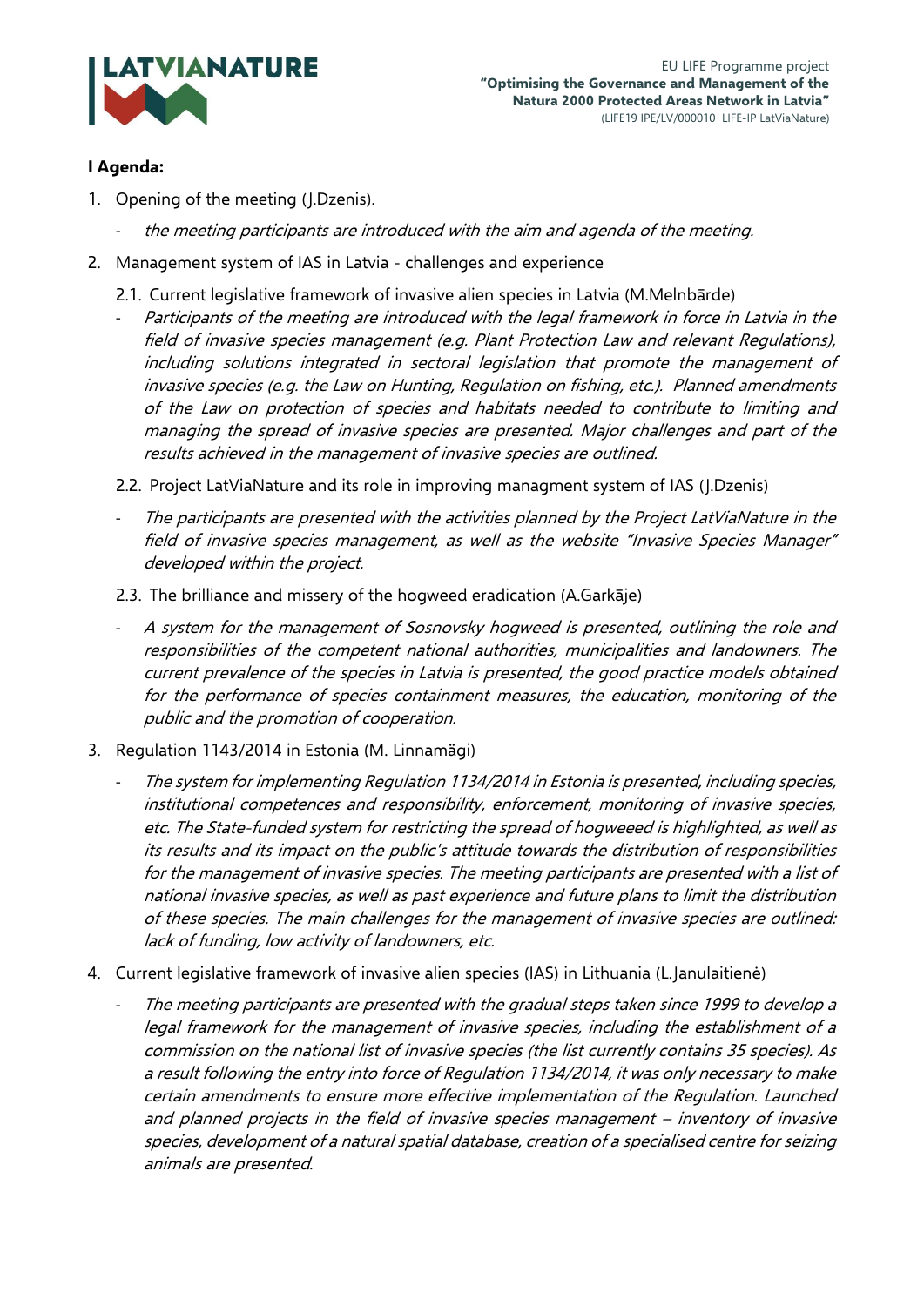**I Agenda:**

1. Opening of the meeting (J.Dzenis).
   - *the meeting participants are introduced with the aim and agenda of the meeting.*
2. Management system of IAS in Latvia - challenges and experience
   2.1. Current legislative framework of invasive alien species in Latvia (M.Melnbārde)
   - *Participants of the meeting are introduced with the legal framework in force in Latvia in the field of invasive species management (e.g. Plant Protection Law and relevant Regulations), including solutions integrated in sectoral legislation that promote the management of invasive species (e.g. the Law on Hunting, Regulation on fishing, etc.). Planned amendments of the Law on protection of species and habitats needed to contribute to limiting and managing the spread of invasive species are presented. Major challenges and part of the results achieved in the management of invasive species are outlined.*

   2.2. Project LatViaNature and its role in improving managment system of IAS (J.Dzenis)
   - *The participants are presented with the activities planned by the Project LatViaNature in the field of invasive species management, as well as the website "Invasive Species Manager" developed within the project.*

   2.3. The brilliance and missery of the hogweed eradication (A.Garkāje)
   - *A system for the management of Sosnovsky hogweed is presented, outlining the role and responsibilities of the competent national authorities, municipalities and landowners. The current prevalence of the species in Latvia is presented, the good practice models obtained for the performance of species containment measures, the education, monitoring of the public and the promotion of cooperation.*
3. Regulation 1143/2014 in Estonia (M. Linnamägi)
   - *The system for implementing Regulation 1134/2014 in Estonia is presented, including species, institutional competences and responsibility, enforcement, monitoring of invasive species, etc. The State-funded system for restricting the spread of hogweeed is highlighted, as well as its results and its impact on the public's attitude towards the distribution of responsibilities for the management of invasive species. The meeting participants are presented with a list of national invasive species, as well as past experience and future plans to limit the distribution of these species. The main challenges for the management of invasive species are outlined: lack of funding, low activity of landowners, etc.*
4. Current legislative framework of invasive alien species (IAS) in Lithuania (L.Janulaitienė)
   - *The meeting participants are presented with the gradual steps taken since 1999 to develop a legal framework for the management of invasive species, including the establishment of a commission on the national list of invasive species (the list currently contains 35 species). As a result following the entry into force of Regulation 1134/2014, it was only necessary to make certain amendments to ensure more effective implementation of the Regulation. Launched and planned projects in the field of invasive species management – inventory of invasive species, development of a natural spatial database, creation of a specialised centre for seizing animals are presented.*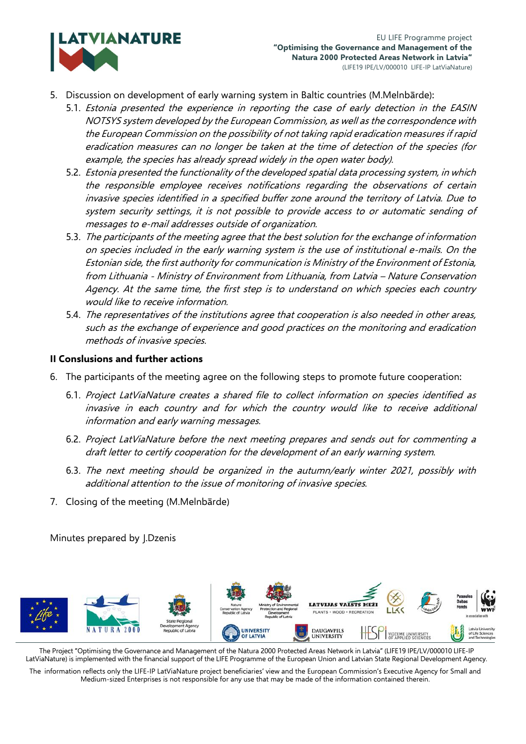5. Discussion on development of early warning system in Baltic countries (M.Melnbārde):
   5.1. *Estonia presented the experience in reporting the case of early detection in the EASIN NOTSYS system developed by the European Commission, as well as the correspondence with the European Commission on the possibility of not taking rapid eradication measures if rapid eradication measures can no longer be taken at the time of detection of the species (for example, the species has already spread widely in the open water body).*
   5.2. *Estonia presented the functionality of the developed spatial data processing system, in which the responsible employee receives notifications regarding the observations of certain invasive species identified in a specified buffer zone around the territory of Latvia. Due to system security settings, it is not possible to provide access to or automatic sending of messages to e-mail addresses outside of organization.*
   5.3. *The participants of the meeting agree that the best solution for the exchange of information on species included in the early warning system is the use of institutional e-mails. On the Estonian side, the first authority for communication is Ministry of the Environment of Estonia, from Lithuania - Ministry of Environment from Lithuania, from Latvia – Nature Conservation Agency. At the same time, the first step is to understand on which species each country would like to receive information.*
   5.4. *The representatives of the institutions agree that cooperation is also needed in other areas, such as the exchange of experience and good practices on the monitoring and eradication methods of invasive species.*

**II Conslusions and further actions**

6. The participants of the meeting agree on the following steps to promote future cooperation:
   6.1. *Project LatViaNature creates a shared file to collect information on species identified as invasive in each country and for which the country would like to receive additional information and early warning messages.*
   6.2. *Project LatViaNature before the next meeting prepares and sends out for commenting a draft letter to certify cooperation for the development of an early warning system.*
   6.3. *The next meeting should be organized in the autumn/early winter 2021, possibly with additional attention to the issue of monitoring of invasive species.*
7. Closing of the meeting (M.Melnbārde)

Minutes prepared by J.Dzenis

The Project "Optimising the Governance and Management of the Natura 2000 Protected Areas Network in Latvia" (LIFE19 IPE/LV/000010 LIFE-IP LatViaNature) is implemented with the financial support of the LIFE Programme of the European Union and Latvian State Regional Development Agency.

The information reflects only the LIFE-IP LatViaNature project beneficiaries' view and the European Commission's Executive Agency for Small and Medium-sized Enterprises is not responsible for any use that may be made of the information contained therein.